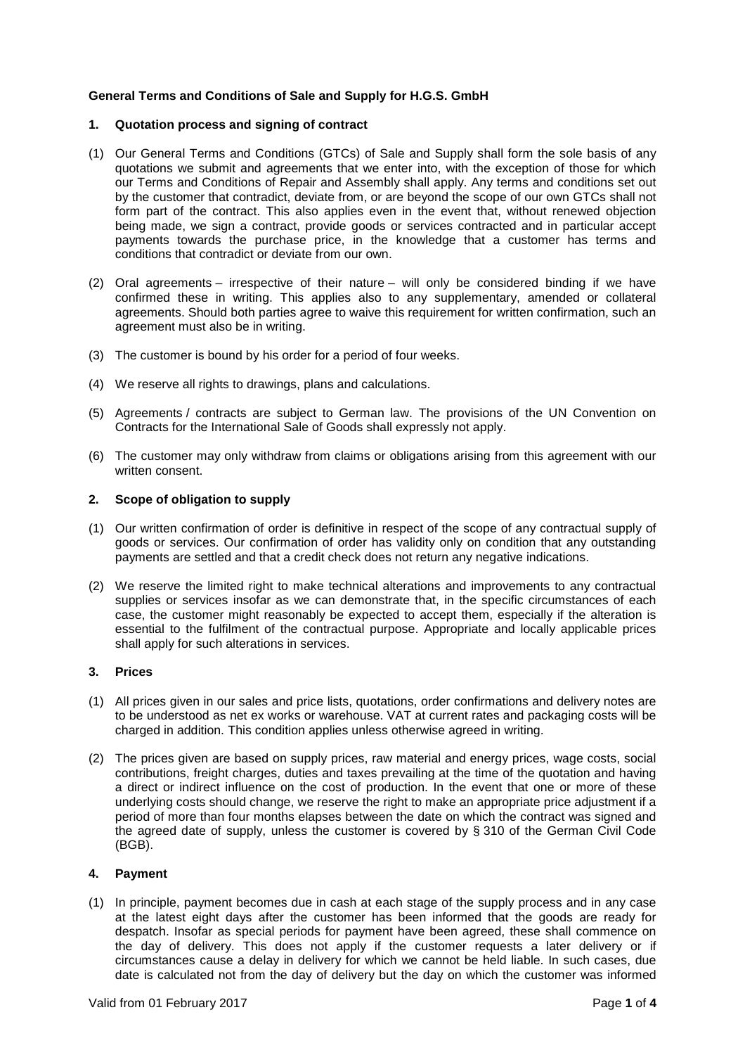**General Terms and Conditions of Sale and Supply for H.G.S. GmbH**

**1. Quotation process and signing of contract**

(1) Our General Terms and Conditions (GTCs) of Sale and Supply shall form the sole basis of any quotations we submit and agreements that we enter into, with the exception of those for which our Terms and Conditions of Repair and Assembly shall apply. Any terms and conditions set out by the customer that contradict, deviate from, or are beyond the scope of our own GTCs shall not form part of the contract. This also applies even in the event that, without renewed objection being made, we sign a contract, provide goods or services contracted and in particular accept payments towards the purchase price, in the knowledge that a customer has terms and conditions that contradict or deviate from our own.

(2) Oral agreements – irrespective of their nature – will only be considered binding if we have confirmed these in writing. This applies also to any supplementary, amended or collateral agreements. Should both parties agree to waive this requirement for written confirmation, such an agreement must also be in writing.

(3) The customer is bound by his order for a period of four weeks.

(4) We reserve all rights to drawings, plans and calculations.

(5) Agreements / contracts are subject to German law. The provisions of the UN Convention on Contracts for the International Sale of Goods shall expressly not apply.

(6) The customer may only withdraw from claims or obligations arising from this agreement with our written consent.

**2. Scope of obligation to supply**

(1) Our written confirmation of order is definitive in respect of the scope of any contractual supply of goods or services. Our confirmation of order has validity only on condition that any outstanding payments are settled and that a credit check does not return any negative indications.

(2) We reserve the limited right to make technical alterations and improvements to any contractual supplies or services insofar as we can demonstrate that, in the specific circumstances of each case, the customer might reasonably be expected to accept them, especially if the alteration is essential to the fulfilment of the contractual purpose. Appropriate and locally applicable prices shall apply for such alterations in services.

**3. Prices**

(1) All prices given in our sales and price lists, quotations, order confirmations and delivery notes are to be understood as net ex works or warehouse. VAT at current rates and packaging costs will be charged in addition. This condition applies unless otherwise agreed in writing.

(2) The prices given are based on supply prices, raw material and energy prices, wage costs, social contributions, freight charges, duties and taxes prevailing at the time of the quotation and having a direct or indirect influence on the cost of production. In the event that one or more of these underlying costs should change, we reserve the right to make an appropriate price adjustment if a period of more than four months elapses between the date on which the contract was signed and the agreed date of supply, unless the customer is covered by § 310 of the German Civil Code (BGB).

**4. Payment**

(1) In principle, payment becomes due in cash at each stage of the supply process and in any case at the latest eight days after the customer has been informed that the goods are ready for despatch. Insofar as special periods for payment have been agreed, these shall commence on the day of delivery. This does not apply if the customer requests a later delivery or if circumstances cause a delay in delivery for which we cannot be held liable. In such cases, due date is calculated not from the day of delivery but the day on which the customer was informed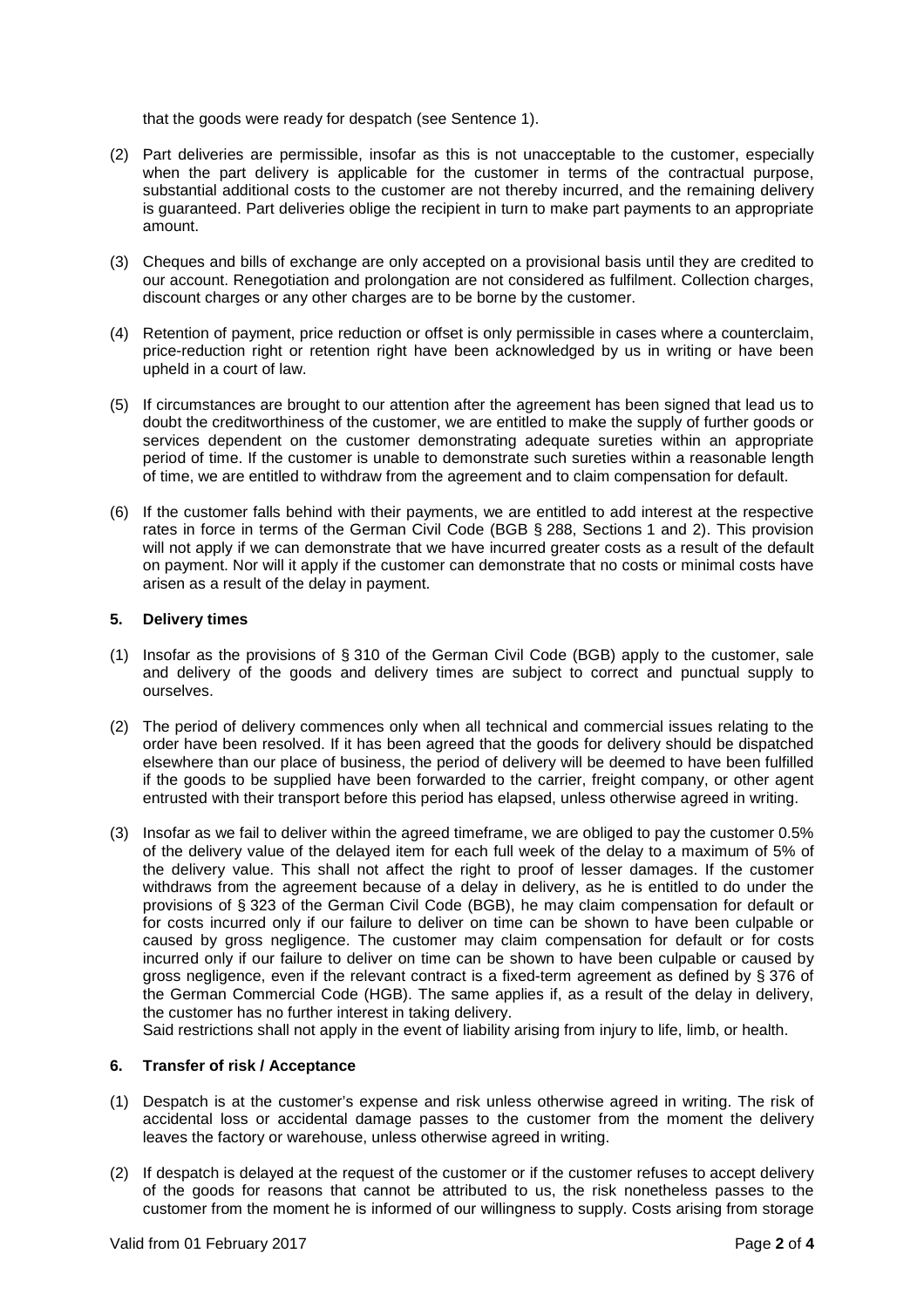that the goods were ready for despatch (see Sentence 1).

(2) Part deliveries are permissible, insofar as this is not unacceptable to the customer, especially when the part delivery is applicable for the customer in terms of the contractual purpose, substantial additional costs to the customer are not thereby incurred, and the remaining delivery is guaranteed. Part deliveries oblige the recipient in turn to make part payments to an appropriate amount.

(3) Cheques and bills of exchange are only accepted on a provisional basis until they are credited to our account. Renegotiation and prolongation are not considered as fulfilment. Collection charges, discount charges or any other charges are to be borne by the customer.

(4) Retention of payment, price reduction or offset is only permissible in cases where a counterclaim, price-reduction right or retention right have been acknowledged by us in writing or have been upheld in a court of law.

(5) If circumstances are brought to our attention after the agreement has been signed that lead us to doubt the creditworthiness of the customer, we are entitled to make the supply of further goods or services dependent on the customer demonstrating adequate sureties within an appropriate period of time. If the customer is unable to demonstrate such sureties within a reasonable length of time, we are entitled to withdraw from the agreement and to claim compensation for default.

(6) If the customer falls behind with their payments, we are entitled to add interest at the respective rates in force in terms of the German Civil Code (BGB § 288, Sections 1 and 2). This provision will not apply if we can demonstrate that we have incurred greater costs as a result of the default on payment. Nor will it apply if the customer can demonstrate that no costs or minimal costs have arisen as a result of the delay in payment.

## 5. Delivery times

(1) Insofar as the provisions of § 310 of the German Civil Code (BGB) apply to the customer, sale and delivery of the goods and delivery times are subject to correct and punctual supply to ourselves.

(2) The period of delivery commences only when all technical and commercial issues relating to the order have been resolved. If it has been agreed that the goods for delivery should be dispatched elsewhere than our place of business, the period of delivery will be deemed to have been fulfilled if the goods to be supplied have been forwarded to the carrier, freight company, or other agent entrusted with their transport before this period has elapsed, unless otherwise agreed in writing.

(3) Insofar as we fail to deliver within the agreed timeframe, we are obliged to pay the customer 0.5% of the delivery value of the delayed item for each full week of the delay to a maximum of 5% of the delivery value. This shall not affect the right to proof of lesser damages. If the customer withdraws from the agreement because of a delay in delivery, as he is entitled to do under the provisions of § 323 of the German Civil Code (BGB), he may claim compensation for default or for costs incurred only if our failure to deliver on time can be shown to have been culpable or caused by gross negligence. The customer may claim compensation for default or for costs incurred only if our failure to deliver on time can be shown to have been culpable or caused by gross negligence, even if the relevant contract is a fixed-term agreement as defined by § 376 of the German Commercial Code (HGB). The same applies if, as a result of the delay in delivery, the customer has no further interest in taking delivery.
Said restrictions shall not apply in the event of liability arising from injury to life, limb, or health.

## 6. Transfer of risk / Acceptance

(1) Despatch is at the customer's expense and risk unless otherwise agreed in writing. The risk of accidental loss or accidental damage passes to the customer from the moment the delivery leaves the factory or warehouse, unless otherwise agreed in writing.

(2) If despatch is delayed at the request of the customer or if the customer refuses to accept delivery of the goods for reasons that cannot be attributed to us, the risk nonetheless passes to the customer from the moment he is informed of our willingness to supply. Costs arising from storage

Valid from 01 February 2017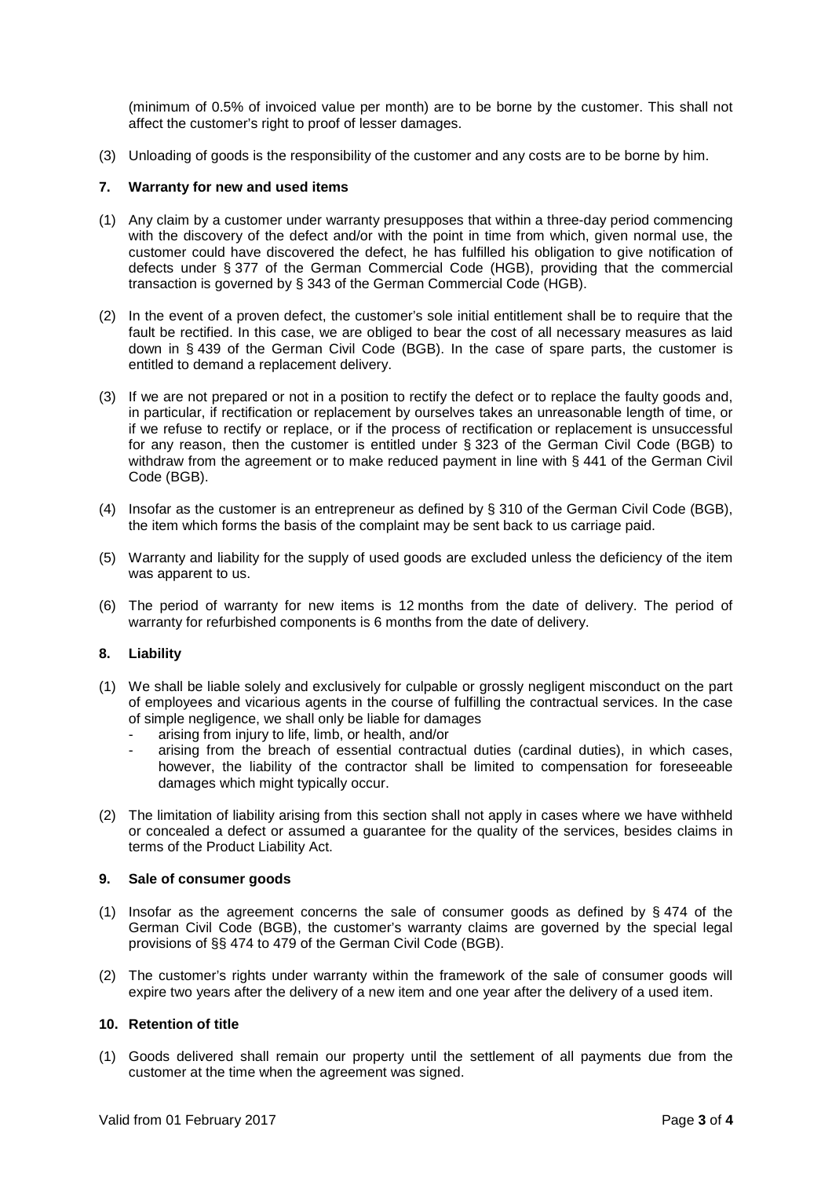(minimum of 0.5% of invoiced value per month) are to be borne by the customer. This shall not affect the customer's right to proof of lesser damages.

(3) Unloading of goods is the responsibility of the customer and any costs are to be borne by him.

## 7. Warranty for new and used items

(1) Any claim by a customer under warranty presupposes that within a three-day period commencing with the discovery of the defect and/or with the point in time from which, given normal use, the customer could have discovered the defect, he has fulfilled his obligation to give notification of defects under § 377 of the German Commercial Code (HGB), providing that the commercial transaction is governed by § 343 of the German Commercial Code (HGB).

(2) In the event of a proven defect, the customer's sole initial entitlement shall be to require that the fault be rectified. In this case, we are obliged to bear the cost of all necessary measures as laid down in § 439 of the German Civil Code (BGB). In the case of spare parts, the customer is entitled to demand a replacement delivery.

(3) If we are not prepared or not in a position to rectify the defect or to replace the faulty goods and, in particular, if rectification or replacement by ourselves takes an unreasonable length of time, or if we refuse to rectify or replace, or if the process of rectification or replacement is unsuccessful for any reason, then the customer is entitled under § 323 of the German Civil Code (BGB) to withdraw from the agreement or to make reduced payment in line with § 441 of the German Civil Code (BGB).

(4) Insofar as the customer is an entrepreneur as defined by § 310 of the German Civil Code (BGB), the item which forms the basis of the complaint may be sent back to us carriage paid.

(5) Warranty and liability for the supply of used goods are excluded unless the deficiency of the item was apparent to us.

(6) The period of warranty for new items is 12 months from the date of delivery. The period of warranty for refurbished components is 6 months from the date of delivery.

## 8. Liability

(1) We shall be liable solely and exclusively for culpable or grossly negligent misconduct on the part of employees and vicarious agents in the course of fulfilling the contractual services. In the case of simple negligence, we shall only be liable for damages
- arising from injury to life, limb, or health, and/or
- arising from the breach of essential contractual duties (cardinal duties), in which cases, however, the liability of the contractor shall be limited to compensation for foreseeable damages which might typically occur.

(2) The limitation of liability arising from this section shall not apply in cases where we have withheld or concealed a defect or assumed a guarantee for the quality of the services, besides claims in terms of the Product Liability Act.

## 9. Sale of consumer goods

(1) Insofar as the agreement concerns the sale of consumer goods as defined by § 474 of the German Civil Code (BGB), the customer's warranty claims are governed by the special legal provisions of §§ 474 to 479 of the German Civil Code (BGB).

(2) The customer's rights under warranty within the framework of the sale of consumer goods will expire two years after the delivery of a new item and one year after the delivery of a used item.

## 10. Retention of title

(1) Goods delivered shall remain our property until the settlement of all payments due from the customer at the time when the agreement was signed.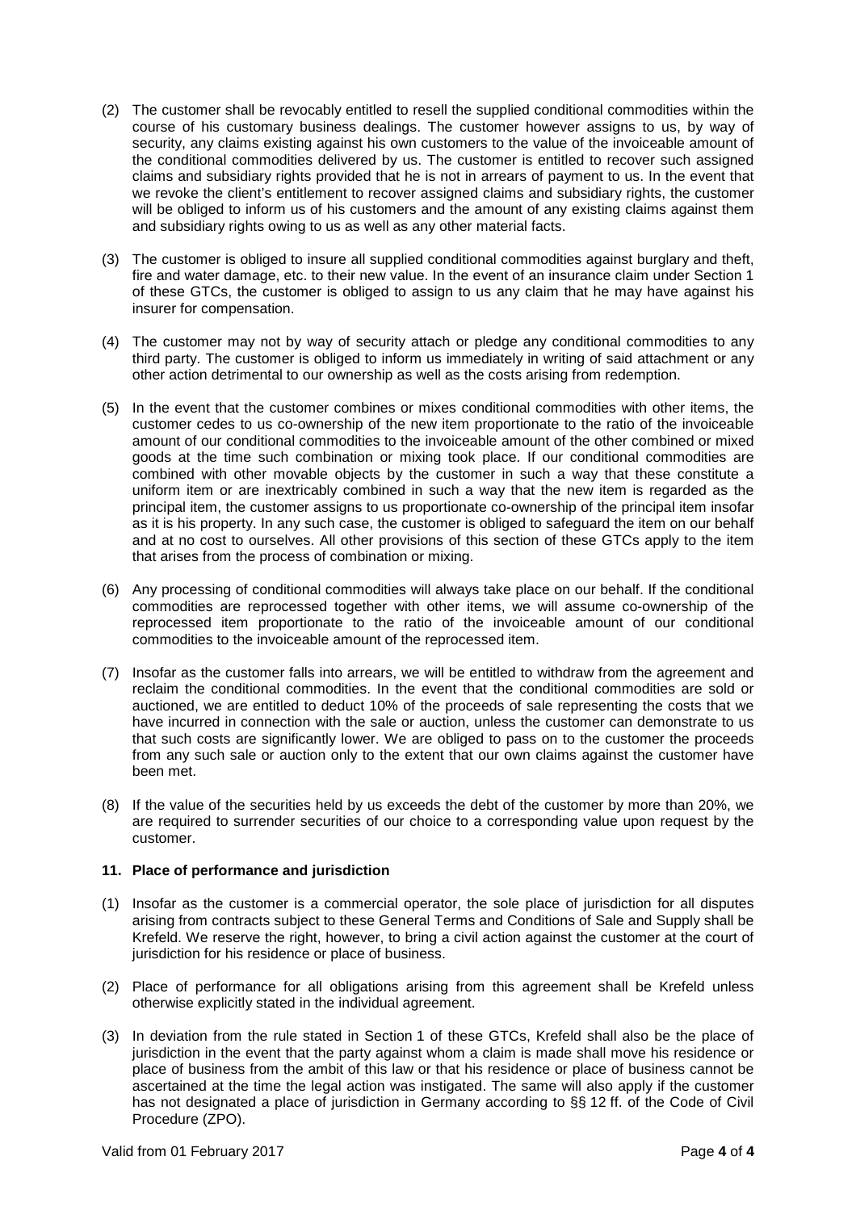(2) The customer shall be revocably entitled to resell the supplied conditional commodities within the course of his customary business dealings. The customer however assigns to us, by way of security, any claims existing against his own customers to the value of the invoiceable amount of the conditional commodities delivered by us. The customer is entitled to recover such assigned claims and subsidiary rights provided that he is not in arrears of payment to us. In the event that we revoke the client's entitlement to recover assigned claims and subsidiary rights, the customer will be obliged to inform us of his customers and the amount of any existing claims against them and subsidiary rights owing to us as well as any other material facts.

(3) The customer is obliged to insure all supplied conditional commodities against burglary and theft, fire and water damage, etc. to their new value. In the event of an insurance claim under Section 1 of these GTCs, the customer is obliged to assign to us any claim that he may have against his insurer for compensation.

(4) The customer may not by way of security attach or pledge any conditional commodities to any third party. The customer is obliged to inform us immediately in writing of said attachment or any other action detrimental to our ownership as well as the costs arising from redemption.

(5) In the event that the customer combines or mixes conditional commodities with other items, the customer cedes to us co-ownership of the new item proportionate to the ratio of the invoiceable amount of our conditional commodities to the invoiceable amount of the other combined or mixed goods at the time such combination or mixing took place. If our conditional commodities are combined with other movable objects by the customer in such a way that these constitute a uniform item or are inextricably combined in such a way that the new item is regarded as the principal item, the customer assigns to us proportionate co-ownership of the principal item insofar as it is his property. In any such case, the customer is obliged to safeguard the item on our behalf and at no cost to ourselves. All other provisions of this section of these GTCs apply to the item that arises from the process of combination or mixing.

(6) Any processing of conditional commodities will always take place on our behalf. If the conditional commodities are reprocessed together with other items, we will assume co-ownership of the reprocessed item proportionate to the ratio of the invoiceable amount of our conditional commodities to the invoiceable amount of the reprocessed item.

(7) Insofar as the customer falls into arrears, we will be entitled to withdraw from the agreement and reclaim the conditional commodities. In the event that the conditional commodities are sold or auctioned, we are entitled to deduct 10% of the proceeds of sale representing the costs that we have incurred in connection with the sale or auction, unless the customer can demonstrate to us that such costs are significantly lower. We are obliged to pass on to the customer the proceeds from any such sale or auction only to the extent that our own claims against the customer have been met.

(8) If the value of the securities held by us exceeds the debt of the customer by more than 20%, we are required to surrender securities of our choice to a corresponding value upon request by the customer.

## 11. Place of performance and jurisdiction

(1) Insofar as the customer is a commercial operator, the sole place of jurisdiction for all disputes arising from contracts subject to these General Terms and Conditions of Sale and Supply shall be Krefeld. We reserve the right, however, to bring a civil action against the customer at the court of jurisdiction for his residence or place of business.

(2) Place of performance for all obligations arising from this agreement shall be Krefeld unless otherwise explicitly stated in the individual agreement.

(3) In deviation from the rule stated in Section 1 of these GTCs, Krefeld shall also be the place of jurisdiction in the event that the party against whom a claim is made shall move his residence or place of business from the ambit of this law or that his residence or place of business cannot be ascertained at the time the legal action was instigated. The same will also apply if the customer has not designated a place of jurisdiction in Germany according to §§ 12 ff. of the Code of Civil Procedure (ZPO).

Valid from 01 February 2017